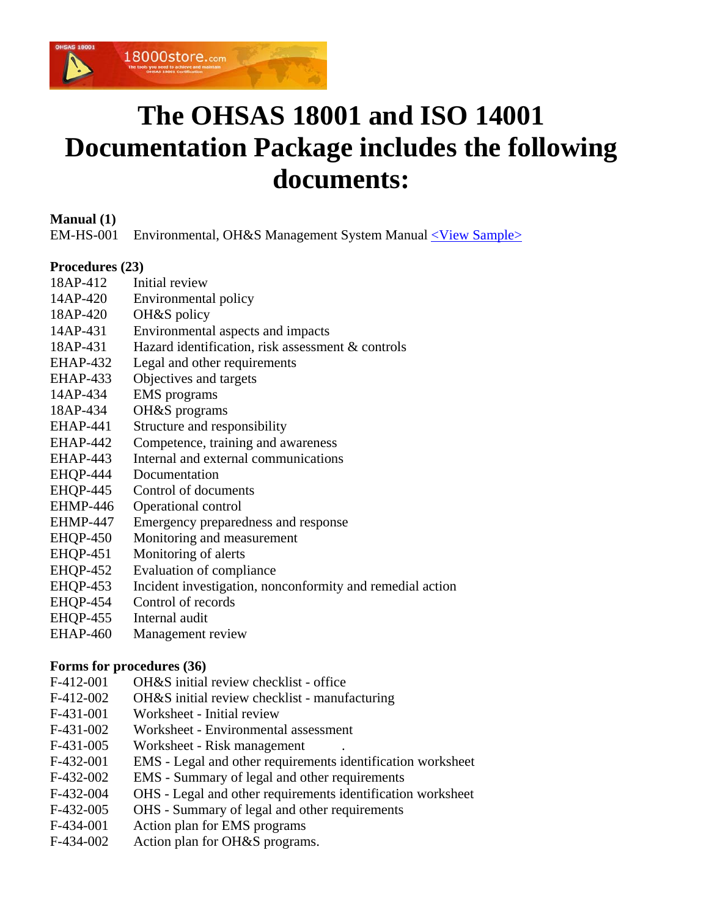# The OHSAS 18001 and ISO 14001 Documentation Package includes the following documents:

**Manual (1)**

EM-HS-001 Environmental, OH&S Management System Manual <View Sample>

**Procedures (23)**

| | |
|---|---|
| 18AP-412 | Initial review |
| 14AP-420 | Environmental policy |
| 18AP-420 | OH&S policy |
| 14AP-431 | Environmental aspects and impacts |
| 18AP-431 | Hazard identification, risk assessment & controls |
| EHAP-432 | Legal and other requirements |
| EHAP-433 | Objectives and targets |
| 14AP-434 | EMS programs |
| 18AP-434 | OH&S programs |
| EHAP-441 | Structure and responsibility |
| EHAP-442 | Competence, training and awareness |
| EHAP-443 | Internal and external communications |
| EHQP-444 | Documentation |
| EHQP-445 | Control of documents |
| EHMP-446 | Operational control |
| EHMP-447 | Emergency preparedness and response |
| EHQP-450 | Monitoring and measurement |
| EHQP-451 | Monitoring of alerts |
| EHQP-452 | Evaluation of compliance |
| EHQP-453 | Incident investigation, nonconformity and remedial action |
| EHQP-454 | Control of records |
| EHQP-455 | Internal audit |
| EHAP-460 | Management review |

**Forms for procedures (36)**

| | |
|---|---|
| F-412-001 | OH&S initial review checklist - office |
| F-412-002 | OH&S initial review checklist - manufacturing |
| F-431-001 | Worksheet - Initial review |
| F-431-002 | Worksheet - Environmental assessment |
| F-431-005 | Worksheet - Risk management |
| F-432-001 | EMS - Legal and other requirements identification worksheet |
| F-432-002 | EMS - Summary of legal and other requirements |
| F-432-004 | OHS - Legal and other requirements identification worksheet |
| F-432-005 | OHS - Summary of legal and other requirements |
| F-434-001 | Action plan for EMS programs |
| F-434-002 | Action plan for OH&S programs. |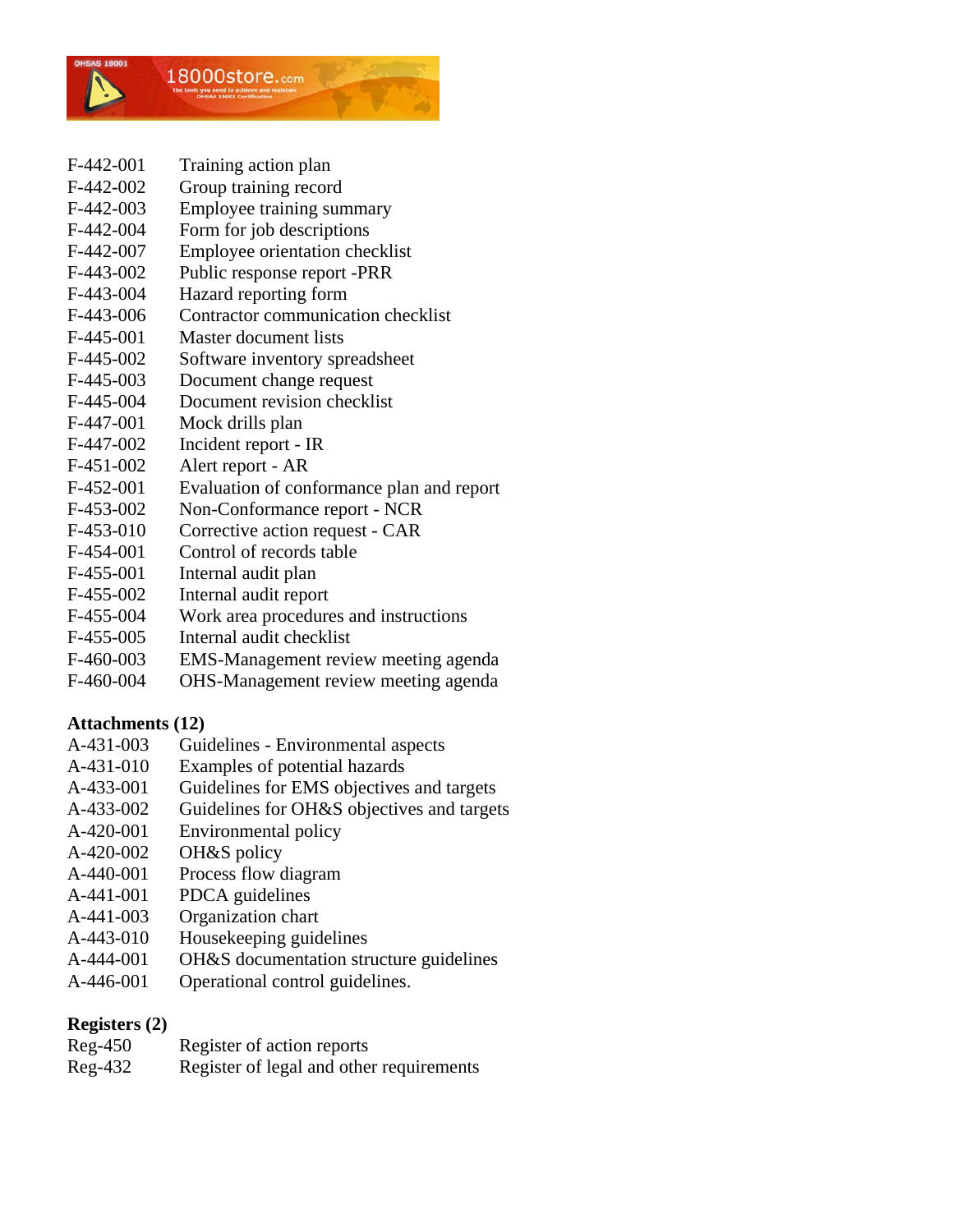| | |
|---|---|
| F-442-001 | Training action plan |
| F-442-002 | Group training record |
| F-442-003 | Employee training summary |
| F-442-004 | Form for job descriptions |
| F-442-007 | Employee orientation checklist |
| F-443-002 | Public response report -PRR |
| F-443-004 | Hazard reporting form |
| F-443-006 | Contractor communication checklist |
| F-445-001 | Master document lists |
| F-445-002 | Software inventory spreadsheet |
| F-445-003 | Document change request |
| F-445-004 | Document revision checklist |
| F-447-001 | Mock drills plan |
| F-447-002 | Incident report - IR |
| F-451-002 | Alert report - AR |
| F-452-001 | Evaluation of conformance plan and report |
| F-453-002 | Non-Conformance report - NCR |
| F-453-010 | Corrective action request - CAR |
| F-454-001 | Control of records table |
| F-455-001 | Internal audit plan |
| F-455-002 | Internal audit report |
| F-455-004 | Work area procedures and instructions |
| F-455-005 | Internal audit checklist |
| F-460-003 | EMS-Management review meeting agenda |
| F-460-004 | OHS-Management review meeting agenda |

**Attachments (12)**

| | |
|---|---|
| A-431-003 | Guidelines - Environmental aspects |
| A-431-010 | Examples of potential hazards |
| A-433-001 | Guidelines for EMS objectives and targets |
| A-433-002 | Guidelines for OH&S objectives and targets |
| A-420-001 | Environmental policy |
| A-420-002 | OH&S policy |
| A-440-001 | Process flow diagram |
| A-441-001 | PDCA guidelines |
| A-441-003 | Organization chart |
| A-443-010 | Housekeeping guidelines |
| A-444-001 | OH&S documentation structure guidelines |
| A-446-001 | Operational control guidelines. |

**Registers (2)**

| | |
|---|---|
| Reg-450 | Register of action reports |
| Reg-432 | Register of legal and other requirements |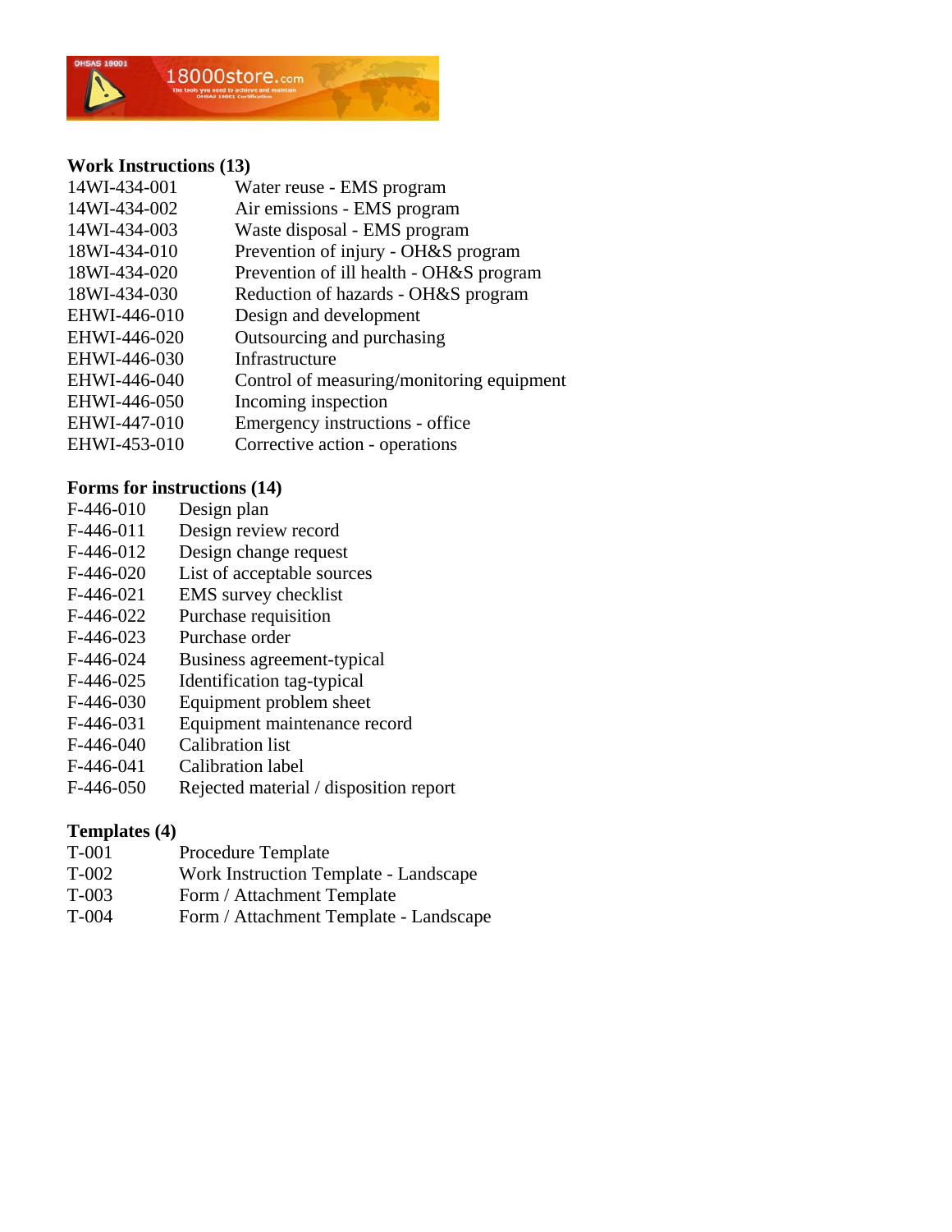**Work Instructions (13)**

| | |
|---|---|
| 14WI-434-001 | Water reuse - EMS program |
| 14WI-434-002 | Air emissions - EMS program |
| 14WI-434-003 | Waste disposal - EMS program |
| 18WI-434-010 | Prevention of injury - OH&S program |
| 18WI-434-020 | Prevention of ill health - OH&S program |
| 18WI-434-030 | Reduction of hazards - OH&S program |
| EHWI-446-010 | Design and development |
| EHWI-446-020 | Outsourcing and purchasing |
| EHWI-446-030 | Infrastructure |
| EHWI-446-040 | Control of measuring/monitoring equipment |
| EHWI-446-050 | Incoming inspection |
| EHWI-447-010 | Emergency instructions - office |
| EHWI-453-010 | Corrective action - operations |

**Forms for instructions (14)**

| | |
|---|---|
| F-446-010 | Design plan |
| F-446-011 | Design review record |
| F-446-012 | Design change request |
| F-446-020 | List of acceptable sources |
| F-446-021 | EMS survey checklist |
| F-446-022 | Purchase requisition |
| F-446-023 | Purchase order |
| F-446-024 | Business agreement-typical |
| F-446-025 | Identification tag-typical |
| F-446-030 | Equipment problem sheet |
| F-446-031 | Equipment maintenance record |
| F-446-040 | Calibration list |
| F-446-041 | Calibration label |
| F-446-050 | Rejected material / disposition report |

**Templates (4)**

| | |
|---|---|
| T-001 | Procedure Template |
| T-002 | Work Instruction Template - Landscape |
| T-003 | Form / Attachment Template |
| T-004 | Form / Attachment Template - Landscape |